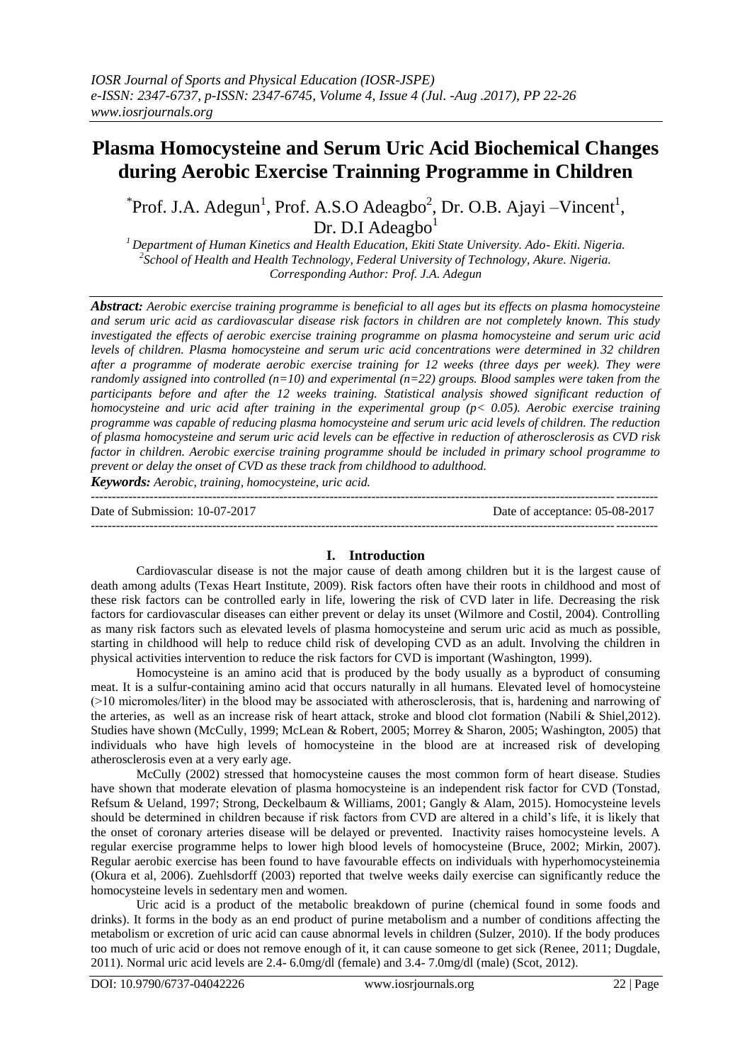# Plasma Homocysteine and Serum Uric Acid Biochemical Changes during Aerobic Exercise Trainning Programme in Children

*Prof. J.A. Adegun[1], Prof. A.S.O Adeagbo[2], Dr. O.B. Ajayi –Vincent[1], Dr. D.I Adeagbo[1]

[1] *Department of Human Kinetics and Health Education, Ekiti State University. Ado- Ekiti. Nigeria.*
[2] *School of Health and Health Technology, Federal University of Technology, Akure. Nigeria.*
*Corresponding Author: Prof. J.A. Adegun*

***Abstract:*** *Aerobic exercise training programme is beneficial to all ages but its effects on plasma homocysteine and serum uric acid as cardiovascular disease risk factors in children are not completely known. This study investigated the effects of aerobic exercise training programme on plasma homocysteine and serum uric acid levels of children. Plasma homocysteine and serum uric acid concentrations were determined in 32 children after a programme of moderate aerobic exercise training for 12 weeks (three days per week). They were randomly assigned into controlled (n=10) and experimental (n=22) groups. Blood samples were taken from the participants before and after the 12 weeks training. Statistical analysis showed significant reduction of homocysteine and uric acid after training in the experimental group (p< 0.05). Aerobic exercise training programme was capable of reducing plasma homocysteine and serum uric acid levels of children. The reduction of plasma homocysteine and serum uric acid levels can be effective in reduction of atherosclerosis as CVD risk factor in children. Aerobic exercise training programme should be included in primary school programme to prevent or delay the onset of CVD as these track from childhood to adulthood.*

***Keywords:*** *Aerobic, training, homocysteine, uric acid.*

---

Date of Submission: 10-07-2017 | Date of acceptance: 05-08-2017

---

## I. Introduction

Cardiovascular disease is not the major cause of death among children but it is the largest cause of death among adults (Texas Heart Institute, 2009). Risk factors often have their roots in childhood and most of these risk factors can be controlled early in life, lowering the risk of CVD later in life. Decreasing the risk factors for cardiovascular diseases can either prevent or delay its unset (Wilmore and Costil, 2004). Controlling as many risk factors such as elevated levels of plasma homocysteine and serum uric acid as much as possible, starting in childhood will help to reduce child risk of developing CVD as an adult. Involving the children in physical activities intervention to reduce the risk factors for CVD is important (Washington, 1999).

Homocysteine is an amino acid that is produced by the body usually as a byproduct of consuming meat. It is a sulfur-containing amino acid that occurs naturally in all humans. Elevated level of homocysteine (>10 micromoles/liter) in the blood may be associated with atherosclerosis, that is, hardening and narrowing of the arteries, as well as an increase risk of heart attack, stroke and blood clot formation (Nabili & Shiel,2012). Studies have shown (McCully, 1999; McLean & Robert, 2005; Morrey & Sharon, 2005; Washington, 2005) that individuals who have high levels of homocysteine in the blood are at increased risk of developing atherosclerosis even at a very early age.

McCully (2002) stressed that homocysteine causes the most common form of heart disease. Studies have shown that moderate elevation of plasma homocysteine is an independent risk factor for CVD (Tonstad, Refsum & Ueland, 1997; Strong, Deckelbaum & Williams, 2001; Gangly & Alam, 2015). Homocysteine levels should be determined in children because if risk factors from CVD are altered in a child's life, it is likely that the onset of coronary arteries disease will be delayed or prevented. Inactivity raises homocysteine levels. A regular exercise programme helps to lower high blood levels of homocysteine (Bruce, 2002; Mirkin, 2007). Regular aerobic exercise has been found to have favourable effects on individuals with hyperhomocysteinemia (Okura et al, 2006). Zuehlsdorff (2003) reported that twelve weeks daily exercise can significantly reduce the homocysteine levels in sedentary men and women.

Uric acid is a product of the metabolic breakdown of purine (chemical found in some foods and drinks). It forms in the body as an end product of purine metabolism and a number of conditions affecting the metabolism or excretion of uric acid can cause abnormal levels in children (Sulzer, 2010). If the body produces too much of uric acid or does not remove enough of it, it can cause someone to get sick (Renee, 2011; Dugdale, 2011). Normal uric acid levels are 2.4- 6.0mg/dl (female) and 3.4- 7.0mg/dl (male) (Scot, 2012).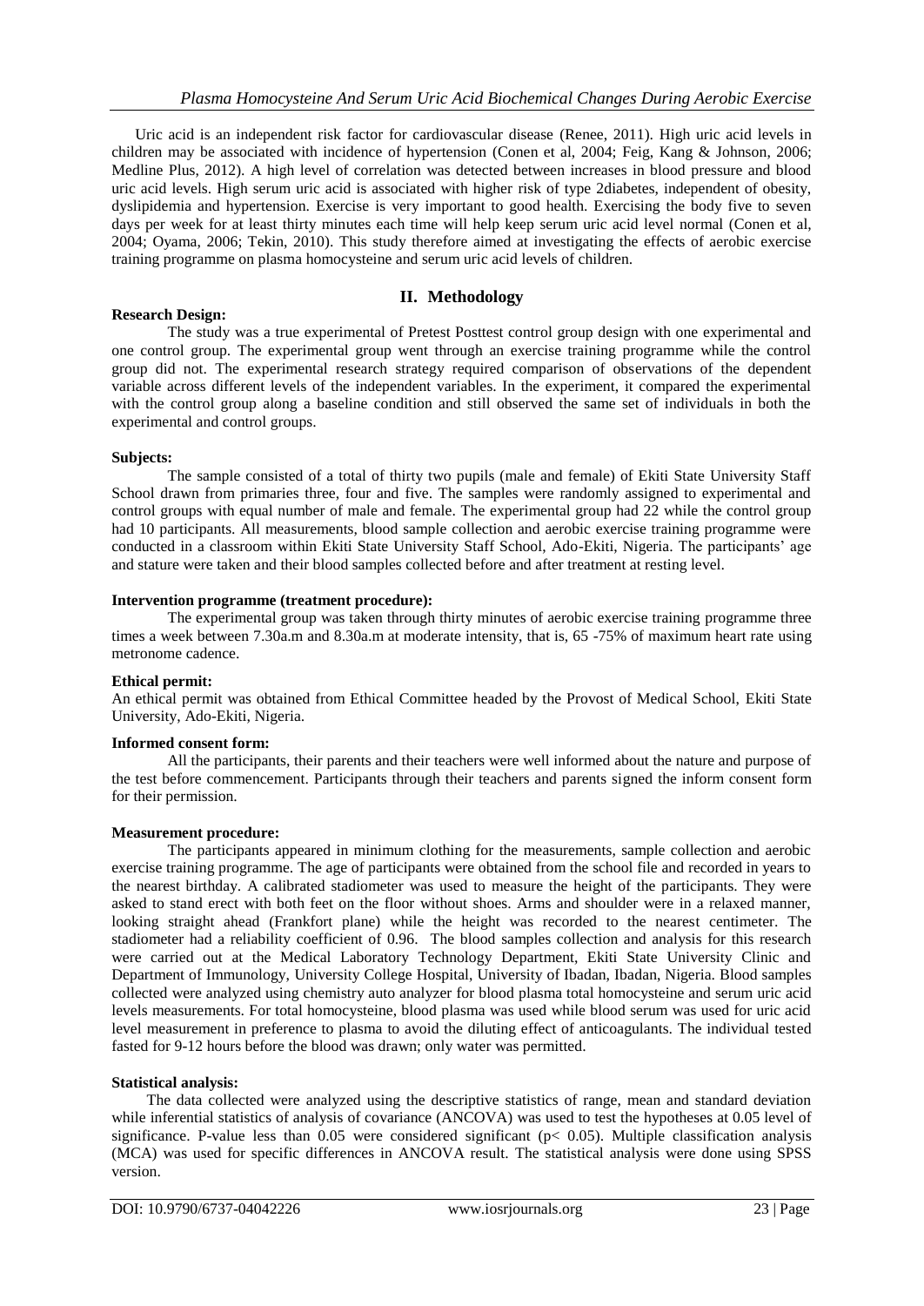Uric acid is an independent risk factor for cardiovascular disease (Renee, 2011). High uric acid levels in children may be associated with incidence of hypertension (Conen et al, 2004; Feig, Kang & Johnson, 2006; Medline Plus, 2012). A high level of correlation was detected between increases in blood pressure and blood uric acid levels. High serum uric acid is associated with higher risk of type 2diabetes, independent of obesity, dyslipidemia and hypertension. Exercise is very important to good health. Exercising the body five to seven days per week for at least thirty minutes each time will help keep serum uric acid level normal (Conen et al, 2004; Oyama, 2006; Tekin, 2010). This study therefore aimed at investigating the effects of aerobic exercise training programme on plasma homocysteine and serum uric acid levels of children.

## II. Methodology

**Research Design:**

The study was a true experimental of Pretest Posttest control group design with one experimental and one control group. The experimental group went through an exercise training programme while the control group did not. The experimental research strategy required comparison of observations of the dependent variable across different levels of the independent variables. In the experiment, it compared the experimental with the control group along a baseline condition and still observed the same set of individuals in both the experimental and control groups.

**Subjects:**

The sample consisted of a total of thirty two pupils (male and female) of Ekiti State University Staff School drawn from primaries three, four and five. The samples were randomly assigned to experimental and control groups with equal number of male and female. The experimental group had 22 while the control group had 10 participants. All measurements, blood sample collection and aerobic exercise training programme were conducted in a classroom within Ekiti State University Staff School, Ado-Ekiti, Nigeria. The participants' age and stature were taken and their blood samples collected before and after treatment at resting level.

**Intervention programme (treatment procedure):**

The experimental group was taken through thirty minutes of aerobic exercise training programme three times a week between 7.30a.m and 8.30a.m at moderate intensity, that is, 65 -75% of maximum heart rate using metronome cadence.

**Ethical permit:**

An ethical permit was obtained from Ethical Committee headed by the Provost of Medical School, Ekiti State University, Ado-Ekiti, Nigeria.

**Informed consent form:**

All the participants, their parents and their teachers were well informed about the nature and purpose of the test before commencement. Participants through their teachers and parents signed the inform consent form for their permission.

**Measurement procedure:**

The participants appeared in minimum clothing for the measurements, sample collection and aerobic exercise training programme. The age of participants were obtained from the school file and recorded in years to the nearest birthday. A calibrated stadiometer was used to measure the height of the participants. They were asked to stand erect with both feet on the floor without shoes. Arms and shoulder were in a relaxed manner, looking straight ahead (Frankfort plane) while the height was recorded to the nearest centimeter. The stadiometer had a reliability coefficient of 0.96. The blood samples collection and analysis for this research were carried out at the Medical Laboratory Technology Department, Ekiti State University Clinic and Department of Immunology, University College Hospital, University of Ibadan, Ibadan, Nigeria. Blood samples collected were analyzed using chemistry auto analyzer for blood plasma total homocysteine and serum uric acid levels measurements. For total homocysteine, blood plasma was used while blood serum was used for uric acid level measurement in preference to plasma to avoid the diluting effect of anticoagulants. The individual tested fasted for 9-12 hours before the blood was drawn; only water was permitted.

**Statistical analysis:**

The data collected were analyzed using the descriptive statistics of range, mean and standard deviation while inferential statistics of analysis of covariance (ANCOVA) was used to test the hypotheses at 0.05 level of significance. P-value less than 0.05 were considered significant ($p < 0.05$). Multiple classification analysis (MCA) was used for specific differences in ANCOVA result. The statistical analysis were done using SPSS version.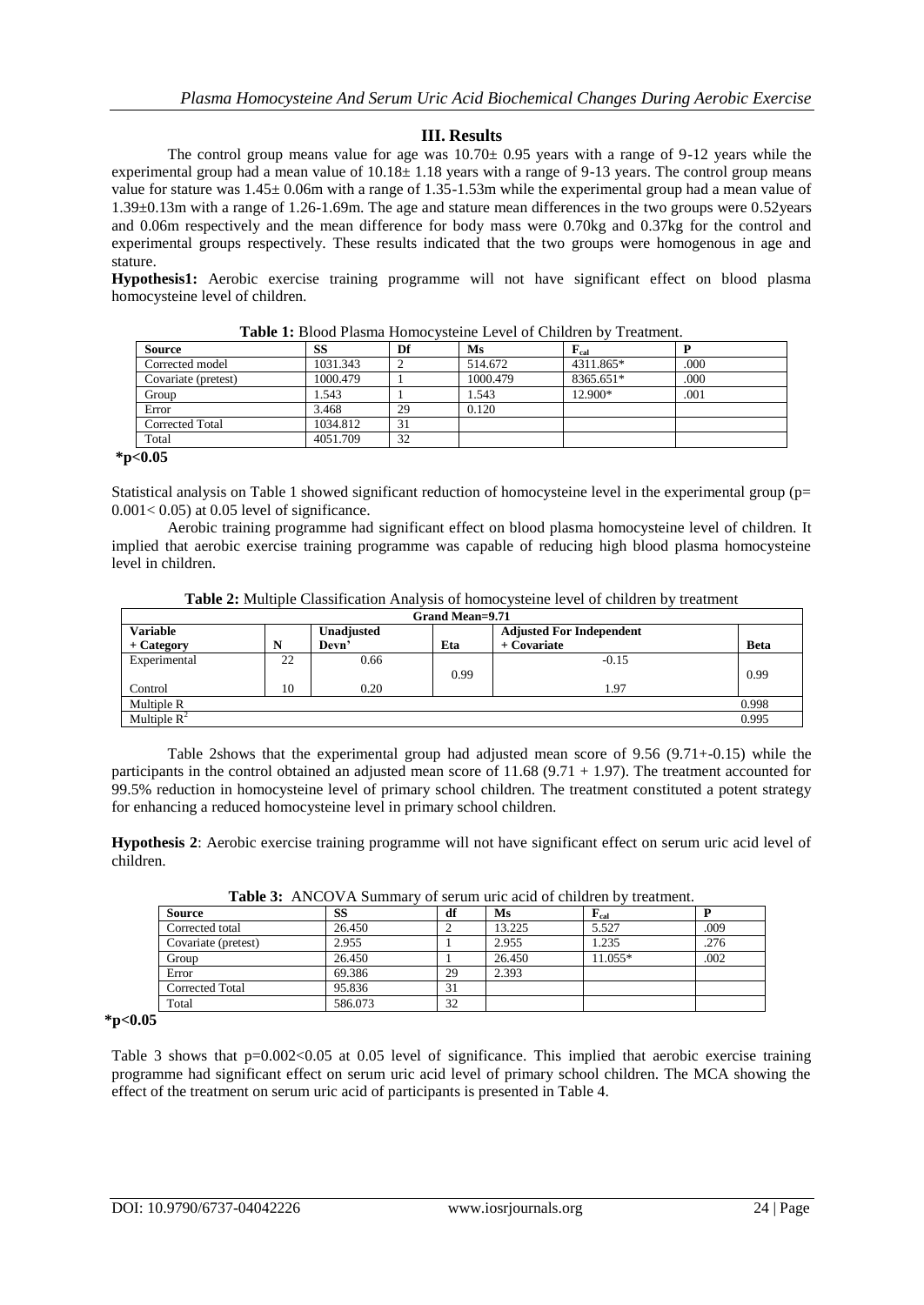## III. Results

The control group means value for age was 10.70± 0.95 years with a range of 9-12 years while the experimental group had a mean value of 10.18± 1.18 years with a range of 9-13 years. The control group means value for stature was 1.45± 0.06m with a range of 1.35-1.53m while the experimental group had a mean value of 1.39±0.13m with a range of 1.26-1.69m. The age and stature mean differences in the two groups were 0.52years and 0.06m respectively and the mean difference for body mass were 0.70kg and 0.37kg for the control and experimental groups respectively. These results indicated that the two groups were homogenous in age and stature.

**Hypothesis1:** Aerobic exercise training programme will not have significant effect on blood plasma homocysteine level of children.

**Table 1:** Blood Plasma Homocysteine Level of Children by Treatment.

| Source | SS | Df | Ms | $F_{cal}$ | P |
|---|---|---|---|---|---|
| Corrected model | 1031.343 | 2 | 514.672 | 4311.865* | .000 |
| Covariate (pretest) | 1000.479 | 1 | 1000.479 | 8365.651* | .000 |
| Group | 1.543 | 1 | 1.543 | 12.900* | .001 |
| Error | 3.468 | 29 | 0.120 | | |
| Corrected Total | 1034.812 | 31 | | | |
| Total | 4051.709 | 32 | | | |

***p<0.05**

Statistical analysis on Table 1 showed significant reduction of homocysteine level in the experimental group (p= 0.001< 0.05) at 0.05 level of significance.

Aerobic training programme had significant effect on blood plasma homocysteine level of children. It implied that aerobic exercise training programme was capable of reducing high blood plasma homocysteine level in children.

**Table 2:** Multiple Classification Analysis of homocysteine level of children by treatment

| Grand Mean=9.71 | | | | | |
|---|---|---|---|---|---|
| **Variable + Category** | **N** | **Unadjusted Devn'** | **Eta** | **Adjusted For Independent + Covariate** | **Beta** |
| Experimental | 22 | 0.66 | 0.99 | -0.15 | 0.99 |
| Control | 10 | 0.20 | | 1.97 | |
| Multiple R | | | | | 0.998 |
| Multiple $R^2$ | | | | | 0.995 |

Table 2shows that the experimental group had adjusted mean score of 9.56 (9.71+-0.15) while the participants in the control obtained an adjusted mean score of 11.68 (9.71 + 1.97). The treatment accounted for 99.5% reduction in homocysteine level of primary school children. The treatment constituted a potent strategy for enhancing a reduced homocysteine level in primary school children.

**Hypothesis 2**: Aerobic exercise training programme will not have significant effect on serum uric acid level of children.

**Table 3:** ANCOVA Summary of serum uric acid of children by treatment.

| Source | SS | df | Ms | $F_{cal}$ | P |
|---|---|---|---|---|---|
| Corrected total | 26.450 | 2 | 13.225 | 5.527 | .009 |
| Covariate (pretest) | 2.955 | 1 | 2.955 | 1.235 | .276 |
| Group | 26.450 | 1 | 26.450 | 11.055* | .002 |
| Error | 69.386 | 29 | 2.393 | | |
| Corrected Total | 95.836 | 31 | | | |
| Total | 586.073 | 32 | | | |

***p<0.05**

Table 3 shows that p=0.002<0.05 at 0.05 level of significance. This implied that aerobic exercise training programme had significant effect on serum uric acid level of primary school children. The MCA showing the effect of the treatment on serum uric acid of participants is presented in Table 4.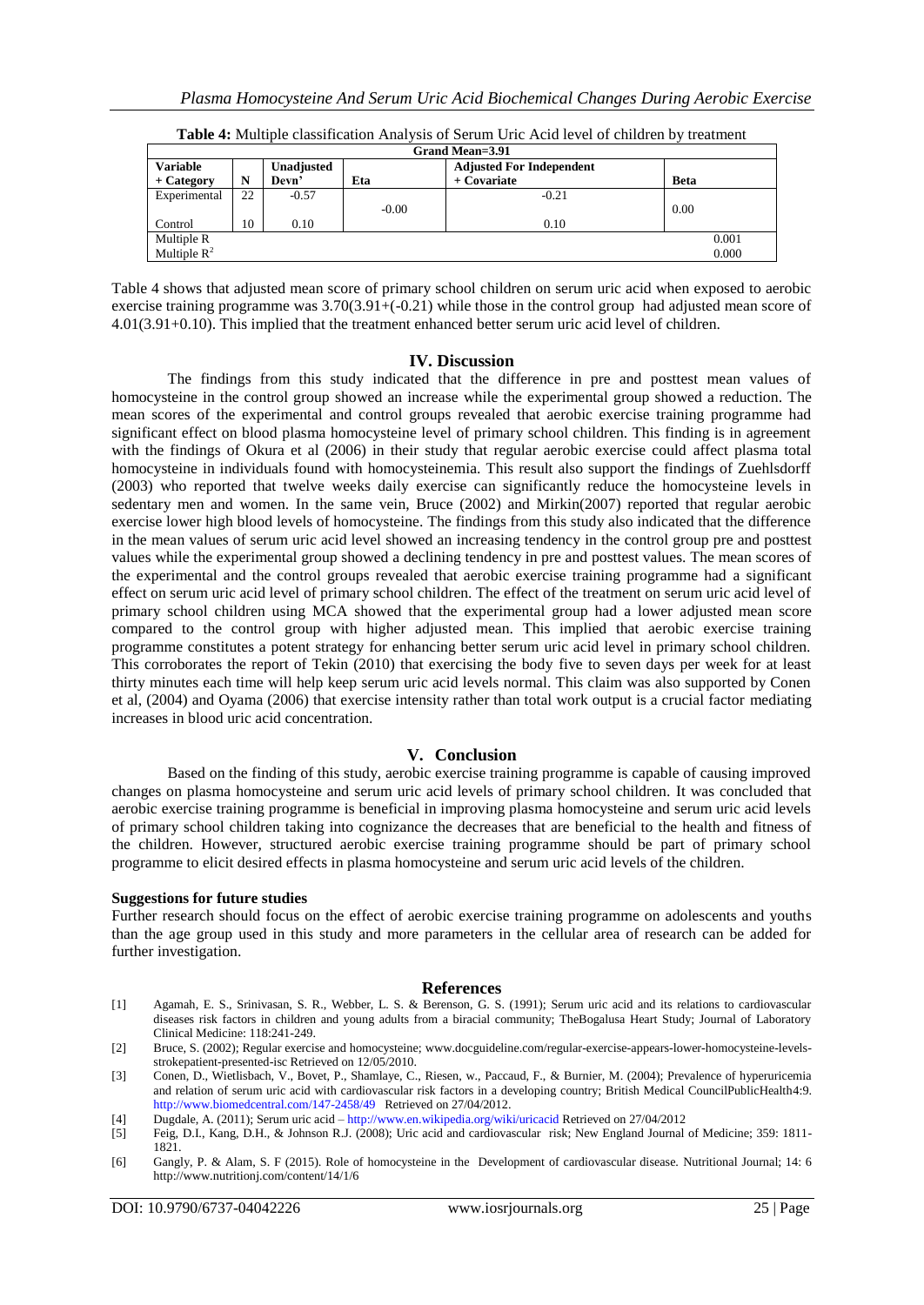**Table 4:** Multiple classification Analysis of Serum Uric Acid level of children by treatment

| Grand Mean=3.91 | | | | | |
|---|---|---|---|---|---|
| **Variable + Category** | **N** | **Unadjusted Devn'** | **Eta** | **Adjusted For Independent + Covariate** | **Beta** |
| Experimental | 22 | -0.57 | -0.00 | -0.21 | 0.00 |
| Control | 10 | 0.10 | | 0.10 | |
| Multiple R | | | | | 0.001 |
| Multiple $R^2$ | | | | | 0.000 |

Table 4 shows that adjusted mean score of primary school children on serum uric acid when exposed to aerobic exercise training programme was 3.70(3.91+(-0.21) while those in the control group had adjusted mean score of 4.01(3.91+0.10). This implied that the treatment enhanced better serum uric acid level of children.

## IV. Discussion

The findings from this study indicated that the difference in pre and posttest mean values of homocysteine in the control group showed an increase while the experimental group showed a reduction. The mean scores of the experimental and control groups revealed that aerobic exercise training programme had significant effect on blood plasma homocysteine level of primary school children. This finding is in agreement with the findings of Okura et al (2006) in their study that regular aerobic exercise could affect plasma total homocysteine in individuals found with homocysteinemia. This result also support the findings of Zuehlsdorff (2003) who reported that twelve weeks daily exercise can significantly reduce the homocysteine levels in sedentary men and women. In the same vein, Bruce (2002) and Mirkin(2007) reported that regular aerobic exercise lower high blood levels of homocysteine. The findings from this study also indicated that the difference in the mean values of serum uric acid level showed an increasing tendency in the control group pre and posttest values while the experimental group showed a declining tendency in pre and posttest values. The mean scores of the experimental and the control groups revealed that aerobic exercise training programme had a significant effect on serum uric acid level of primary school children. The effect of the treatment on serum uric acid level of primary school children using MCA showed that the experimental group had a lower adjusted mean score compared to the control group with higher adjusted mean. This implied that aerobic exercise training programme constitutes a potent strategy for enhancing better serum uric acid level in primary school children. This corroborates the report of Tekin (2010) that exercising the body five to seven days per week for at least thirty minutes each time will help keep serum uric acid levels normal. This claim was also supported by Conen et al, (2004) and Oyama (2006) that exercise intensity rather than total work output is a crucial factor mediating increases in blood uric acid concentration.

## V. Conclusion

Based on the finding of this study, aerobic exercise training programme is capable of causing improved changes on plasma homocysteine and serum uric acid levels of primary school children. It was concluded that aerobic exercise training programme is beneficial in improving plasma homocysteine and serum uric acid levels of primary school children taking into cognizance the decreases that are beneficial to the health and fitness of the children. However, structured aerobic exercise training programme should be part of primary school programme to elicit desired effects in plasma homocysteine and serum uric acid levels of the children.

**Suggestions for future studies**

Further research should focus on the effect of aerobic exercise training programme on adolescents and youths than the age group used in this study and more parameters in the cellular area of research can be added for further investigation.

## References

[1] Agamah, E. S., Srinivasan, S. R., Webber, L. S. & Berenson, G. S. (1991); Serum uric acid and its relations to cardiovascular diseases risk factors in children and young adults from a biracial community; TheBogalusa Heart Study; Journal of Laboratory Clinical Medicine: 118:241-249.

[2] Bruce, S. (2002); Regular exercise and homocysteine; www.docguideline.com/regular-exercise-appears-lower-homocysteine-levels-strokepatient-presented-isc Retrieved on 12/05/2010.

[3] Conen, D., Wietlisbach, V., Bovet, P., Shamlaye, C., Riesen, w., Paccaud, F., & Burnier, M. (2004); Prevalence of hyperuricemia and relation of serum uric acid with cardiovascular risk factors in a developing country; British Medical CouncilPublicHealth4:9. http://www.biomedcentral.com/147-2458/49 Retrieved on 27/04/2012.

[4] Dugdale, A. (2011); Serum uric acid – http://www.en.wikipedia.org/wiki/uricacid Retrieved on 27/04/2012

[5] Feig, D.I., Kang, D.H., & Johnson R.J. (2008); Uric acid and cardiovascular risk; New England Journal of Medicine; 359: 1811-1821.

[6] Gangly, P. & Alam, S. F (2015). Role of homocysteine in the Development of cardiovascular disease. Nutritional Journal; 14: 6 http://www.nutritionj.com/content/14/1/6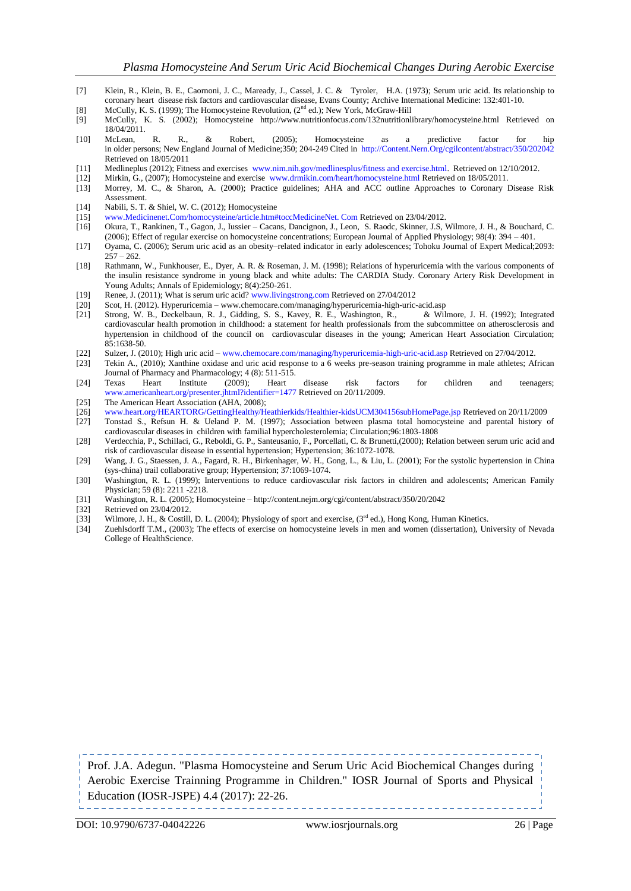[7] Klein, R., Klein, B. E., Caornoni, J. C., Maready, J., Cassel, J. C. & Tyroler, H.A. (1973); Serum uric acid. Its relationship to coronary heart disease risk factors and cardiovascular disease, Evans County; Archive International Medicine: 132:401-10.

[8] McCully, K. S. (1999); The Homocysteine Revolution, (2nd ed.); New York, McGraw-Hill

[9] McCully, K. S. (2002); Homocysteine http://www.nutritionfocus.com/132nutritionlibrary/homocysteine.html Retrieved on 18/04/2011.

[10] McLean, R. R., & Robert, (2005); Homocysteine as a predictive factor for hip in older persons; New England Journal of Medicine;350; 204-249 Cited in http://Content.Nern.Org/cgilcontent/abstract/350/202042 Retrieved on 18/05/2011

[11] Medlineplus (2012); Fitness and exercises www.nim.nih.gov/medlinesplus/fitness and exercise.html. Retrieved on 12/10/2012.

[12] Mirkin, G., (2007); Homocysteine and exercise www.drmikin.com/heart/homocysteine.html Retrieved on 18/05/2011.

[13] Morrey, M. C., & Sharon, A. (2000); Practice guidelines; AHA and ACC outline Approaches to Coronary Disease Risk Assessment.

[14] Nabili, S. T. & Shiel, W. C. (2012); Homocysteine

[15] www.Medicinenet.Com/homocysteine/article.htm#toccMedicineNet. Com Retrieved on 23/04/2012.

[16] Okura, T., Rankinen, T., Gagon, J., Iussier – Cacans, Dancignon, J., Leon, S. Raodc, Skinner, J.S, Wilmore, J. H., & Bouchard, C. (2006); Effect of regular exercise on homocysteine concentrations; European Journal of Applied Physiology; 98(4): 394 – 401.

[17] Oyama, C. (2006); Serum uric acid as an obesity–related indicator in early adolescences; Tohoku Journal of Expert Medical;2093: 257 – 262.

[18] Rathmann, W., Funkhouser, E., Dyer, A. R. & Roseman, J. M. (1998); Relations of hyperuricemia with the various components of the insulin resistance syndrome in young black and white adults: The CARDIA Study. Coronary Artery Risk Development in Young Adults; Annals of Epidemiology; 8(4):250-261.

[19] Renee, J. (2011); What is serum uric acid? www.livingstrong.com Retrieved on 27/04/2012

[20] Scot, H. (2012). Hyperuricemia – www.chemocare.com/managing/hyperuricemia-high-uric-acid.asp

[21] Strong, W. B., Deckelbaun, R. J., Gidding, S. S., Kavey, R. E., Washington, R., & Wilmore, J. H. (1992); Integrated cardiovascular health promotion in childhood: a statement for health professionals from the subcommittee on atherosclerosis and hypertension in childhood of the council on cardiovascular diseases in the young; American Heart Association Circulation; 85:1638-50.

[22] Sulzer, J. (2010); High uric acid – www.chemocare.com/managing/hyperuricemia-high-uric-acid.asp Retrieved on 27/04/2012.

[23] Tekin A., (2010); Xanthine oxidase and uric acid response to a 6 weeks pre-season training programme in male athletes; African Journal of Pharmacy and Pharmacology; 4 (8): 511-515.

[24] Texas Heart Institute (2009); Heart disease risk factors for children and teenagers; www.americanheart.org/presenter.jhtml?identifier=1477 Retrieved on 20/11/2009.

[25] The American Heart Association (AHA, 2008);

[26] www.heart.org/HEARTORG/GettingHealthy/Heathierkids/Healthier-kidsUCM304156subHomePage.jsp Retrieved on 20/11/2009

[27] Tonstad S., Refsun H. & Ueland P. M. (1997); Association between plasma total homocysteine and parental history of cardiovascular diseases in children with familial hypercholesterolemia; Circulation;96:1803-1808

[28] Verdecchia, P., Schillaci, G., Reboldi, G. P., Santeusanio, F., Porcellati, C. & Brunetti,(2000); Relation between serum uric acid and risk of cardiovascular disease in essential hypertension; Hypertension; 36:1072-1078.

[29] Wang, J. G., Staessen, J. A., Fagard, R. H., Birkenhager, W. H., Gong, L., & Liu, L. (2001); For the systolic hypertension in China (sys-china) trail collaborative group; Hypertension; 37:1069-1074.

[30] Washington, R. L. (1999); Interventions to reduce cardiovascular risk factors in children and adolescents; American Family Physician; 59 (8): 2211 -2218.

[31] Washington, R. L. (2005); Homocysteine – http://content.nejm.org/cgi/content/abstract/350/20/2042

[32] Retrieved on 23/04/2012.

[33] Wilmore, J. H., & Costill, D. L. (2004); Physiology of sport and exercise, (3rd ed.), Hong Kong, Human Kinetics.

[34] Zuehlsdorff T.M., (2003); The effects of exercise on homocysteine levels in men and women (dissertation), University of Nevada College of HealthScience.

Prof. J.A. Adegun. "Plasma Homocysteine and Serum Uric Acid Biochemical Changes during Aerobic Exercise Trainning Programme in Children." IOSR Journal of Sports and Physical Education (IOSR-JSPE) 4.4 (2017): 22-26.